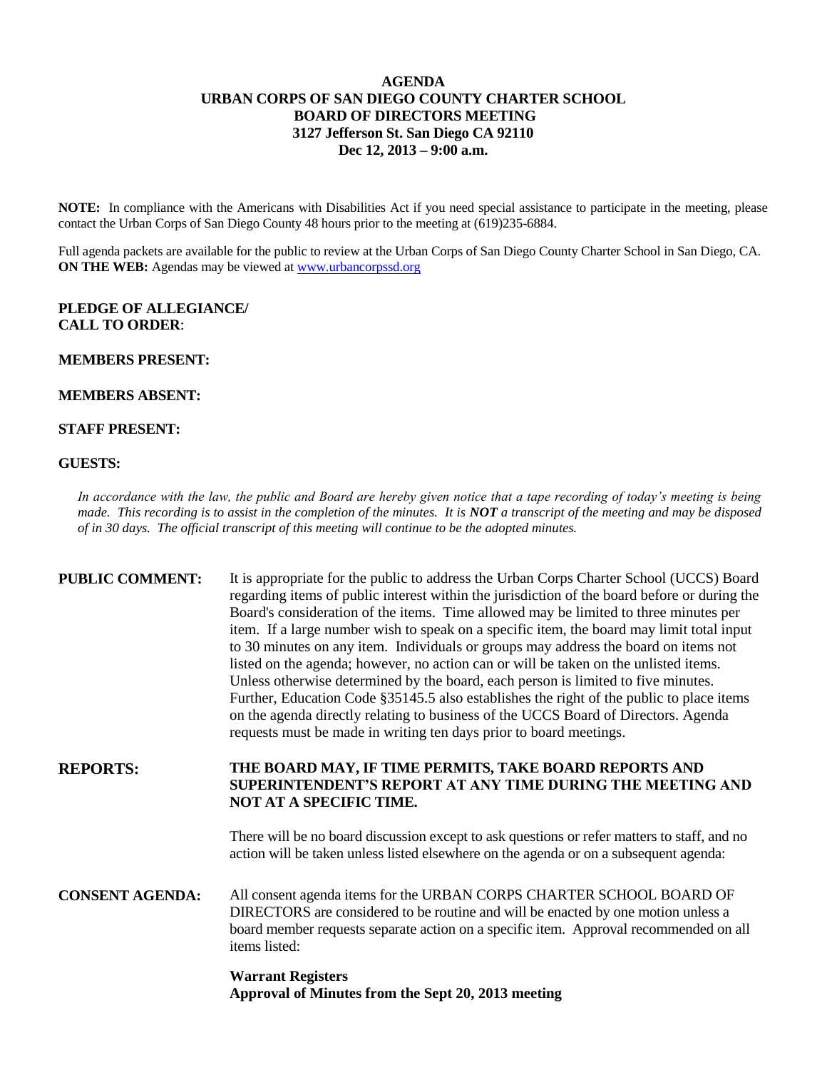**AGENDA**
**URBAN CORPS OF SAN DIEGO COUNTY CHARTER SCHOOL**
**BOARD OF DIRECTORS MEETING**
**3127 Jefferson St. San Diego CA 92110**
**Dec 12, 2013 – 9:00 a.m.**

**NOTE:** In compliance with the Americans with Disabilities Act if you need special assistance to participate in the meeting, please contact the Urban Corps of San Diego County 48 hours prior to the meeting at (619)235-6884.

Full agenda packets are available for the public to review at the Urban Corps of San Diego County Charter School in San Diego, CA.
**ON THE WEB:** Agendas may be viewed at www.urbancorpssd.org

**PLEDGE OF ALLEGIANCE/**
**CALL TO ORDER**:

**MEMBERS PRESENT:**

**MEMBERS ABSENT:**

**STAFF PRESENT:**

**GUESTS:**

*In accordance with the law, the public and Board are hereby given notice that a tape recording of today's meeting is being made. This recording is to assist in the completion of the minutes. It is **NOT** a transcript of the meeting and may be disposed of in 30 days. The official transcript of this meeting will continue to be the adopted minutes.*

**PUBLIC COMMENT:** It is appropriate for the public to address the Urban Corps Charter School (UCCS) Board regarding items of public interest within the jurisdiction of the board before or during the Board's consideration of the items. Time allowed may be limited to three minutes per item. If a large number wish to speak on a specific item, the board may limit total input to 30 minutes on any item. Individuals or groups may address the board on items not listed on the agenda; however, no action can or will be taken on the unlisted items. Unless otherwise determined by the board, each person is limited to five minutes. Further, Education Code §35145.5 also establishes the right of the public to place items on the agenda directly relating to business of the UCCS Board of Directors. Agenda requests must be made in writing ten days prior to board meetings.

**REPORTS:** **THE BOARD MAY, IF TIME PERMITS, TAKE BOARD REPORTS AND SUPERINTENDENT'S REPORT AT ANY TIME DURING THE MEETING AND NOT AT A SPECIFIC TIME.**

There will be no board discussion except to ask questions or refer matters to staff, and no action will be taken unless listed elsewhere on the agenda or on a subsequent agenda:

**CONSENT AGENDA:** All consent agenda items for the URBAN CORPS CHARTER SCHOOL BOARD OF DIRECTORS are considered to be routine and will be enacted by one motion unless a board member requests separate action on a specific item. Approval recommended on all items listed:

**Warrant Registers**
**Approval of Minutes from the Sept 20, 2013 meeting**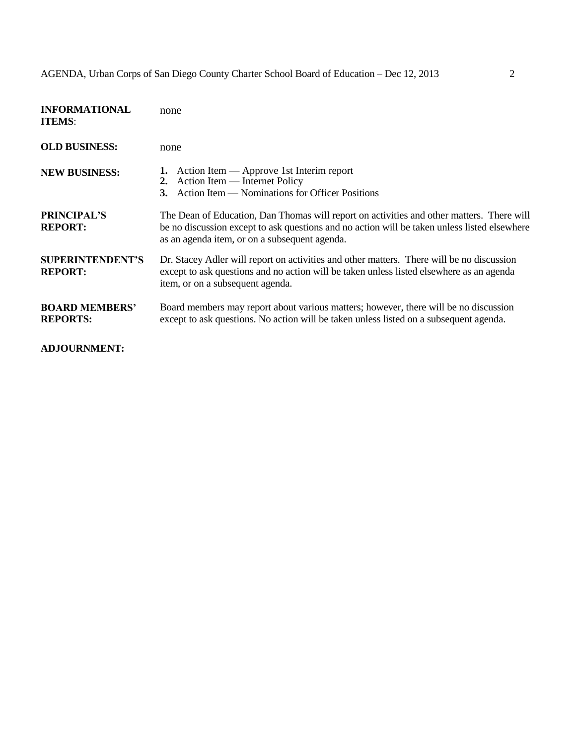**INFORMATIONAL ITEMS**: none

**OLD BUSINESS:** none

**NEW BUSINESS:**

1. Action Item — Approve 1st Interim report
2. Action Item — Internet Policy
3. Action Item — Nominations for Officer Positions

**PRINCIPAL'S REPORT:** The Dean of Education, Dan Thomas will report on activities and other matters. There will be no discussion except to ask questions and no action will be taken unless listed elsewhere as an agenda item, or on a subsequent agenda.

**SUPERINTENDENT'S REPORT:** Dr. Stacey Adler will report on activities and other matters. There will be no discussion except to ask questions and no action will be taken unless listed elsewhere as an agenda item, or on a subsequent agenda.

**BOARD MEMBERS' REPORTS:** Board members may report about various matters; however, there will be no discussion except to ask questions. No action will be taken unless listed on a subsequent agenda.

**ADJOURNMENT:**